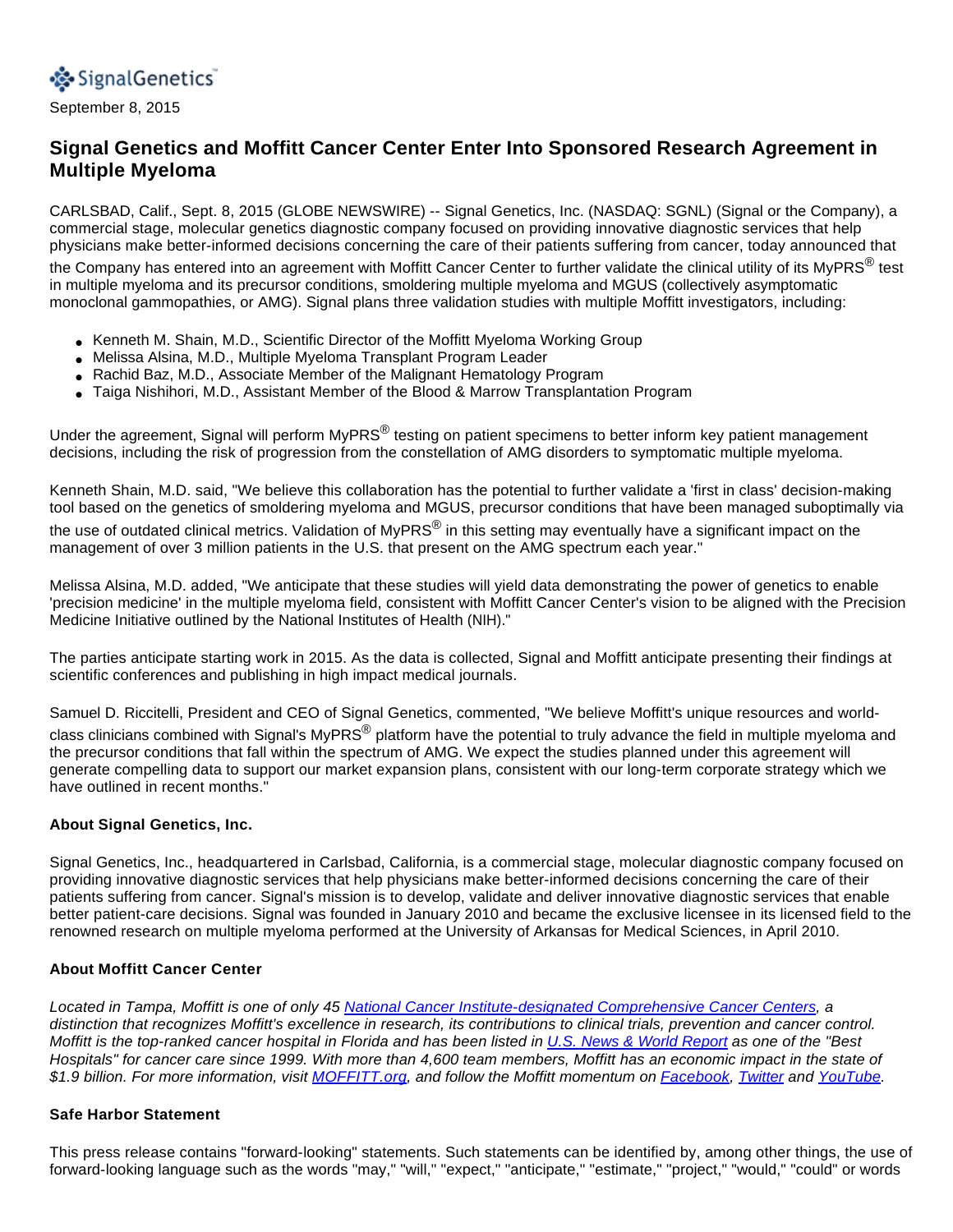SignalGenetics™

September 8, 2015

# Signal Genetics and Moffitt Cancer Center Enter Into Sponsored Research Agreement in Multiple Myeloma

CARLSBAD, Calif., Sept. 8, 2015 (GLOBE NEWSWIRE) -- Signal Genetics, Inc. (NASDAQ: SGNL) (Signal or the Company), a commercial stage, molecular genetics diagnostic company focused on providing innovative diagnostic services that help physicians make better-informed decisions concerning the care of their patients suffering from cancer, today announced that the Company has entered into an agreement with Moffitt Cancer Center to further validate the clinical utility of its MyPRS® test in multiple myeloma and its precursor conditions, smoldering multiple myeloma and MGUS (collectively asymptomatic monoclonal gammopathies, or AMG). Signal plans three validation studies with multiple Moffitt investigators, including:

- Kenneth M. Shain, M.D., Scientific Director of the Moffitt Myeloma Working Group
- Melissa Alsina, M.D., Multiple Myeloma Transplant Program Leader
- Rachid Baz, M.D., Associate Member of the Malignant Hematology Program
- Taiga Nishihori, M.D., Assistant Member of the Blood & Marrow Transplantation Program

Under the agreement, Signal will perform MyPRS® testing on patient specimens to better inform key patient management decisions, including the risk of progression from the constellation of AMG disorders to symptomatic multiple myeloma.

Kenneth Shain, M.D. said, "We believe this collaboration has the potential to further validate a 'first in class' decision-making tool based on the genetics of smoldering myeloma and MGUS, precursor conditions that have been managed suboptimally via the use of outdated clinical metrics. Validation of MyPRS® in this setting may eventually have a significant impact on the management of over 3 million patients in the U.S. that present on the AMG spectrum each year."

Melissa Alsina, M.D. added, "We anticipate that these studies will yield data demonstrating the power of genetics to enable 'precision medicine' in the multiple myeloma field, consistent with Moffitt Cancer Center's vision to be aligned with the Precision Medicine Initiative outlined by the National Institutes of Health (NIH)."

The parties anticipate starting work in 2015. As the data is collected, Signal and Moffitt anticipate presenting their findings at scientific conferences and publishing in high impact medical journals.

Samuel D. Riccitelli, President and CEO of Signal Genetics, commented, "We believe Moffitt's unique resources and world-class clinicians combined with Signal's MyPRS® platform have the potential to truly advance the field in multiple myeloma and the precursor conditions that fall within the spectrum of AMG. We expect the studies planned under this agreement will generate compelling data to support our market expansion plans, consistent with our long-term corporate strategy which we have outlined in recent months."

**About Signal Genetics, Inc.**

Signal Genetics, Inc., headquartered in Carlsbad, California, is a commercial stage, molecular diagnostic company focused on providing innovative diagnostic services that help physicians make better-informed decisions concerning the care of their patients suffering from cancer. Signal's mission is to develop, validate and deliver innovative diagnostic services that enable better patient-care decisions. Signal was founded in January 2010 and became the exclusive licensee in its licensed field to the renowned research on multiple myeloma performed at the University of Arkansas for Medical Sciences, in April 2010.

**About Moffitt Cancer Center**

*Located in Tampa, Moffitt is one of only 45 [National Cancer Institute-designated Comprehensive Cancer Centers](), a distinction that recognizes Moffitt's excellence in research, its contributions to clinical trials, prevention and cancer control. Moffitt is the top-ranked cancer hospital in Florida and has been listed in [U.S. News & World Report]() as one of the "Best Hospitals" for cancer care since 1999. With more than 4,600 team members, Moffitt has an economic impact in the state of $1.9 billion. For more information, visit [MOFFITT.org](), and follow the Moffitt momentum on [Facebook](), [Twitter]() and [YouTube]().*

**Safe Harbor Statement**

This press release contains "forward-looking" statements. Such statements can be identified by, among other things, the use of forward-looking language such as the words "may," "will," "expect," "anticipate," "estimate," "project," "would," "could" or words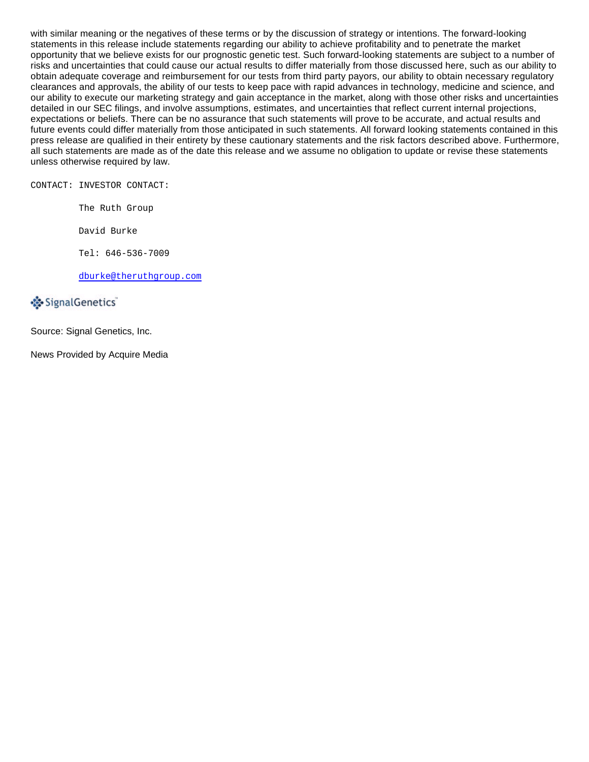with similar meaning or the negatives of these terms or by the discussion of strategy or intentions. The forward-looking statements in this release include statements regarding our ability to achieve profitability and to penetrate the market opportunity that we believe exists for our prognostic genetic test. Such forward-looking statements are subject to a number of risks and uncertainties that could cause our actual results to differ materially from those discussed here, such as our ability to obtain adequate coverage and reimbursement for our tests from third party payors, our ability to obtain necessary regulatory clearances and approvals, the ability of our tests to keep pace with rapid advances in technology, medicine and science, and our ability to execute our marketing strategy and gain acceptance in the market, along with those other risks and uncertainties detailed in our SEC filings, and involve assumptions, estimates, and uncertainties that reflect current internal projections, expectations or beliefs. There can be no assurance that such statements will prove to be accurate, and actual results and future events could differ materially from those anticipated in such statements. All forward looking statements contained in this press release are qualified in their entirety by these cautionary statements and the risk factors described above. Furthermore, all such statements are made as of the date this release and we assume no obligation to update or revise these statements unless otherwise required by law.

CONTACT: INVESTOR CONTACT:

The Ruth Group

David Burke

Tel: 646-536-7009

dburke@theruthgroup.com

SignalGenetics

Source: Signal Genetics, Inc.

News Provided by Acquire Media